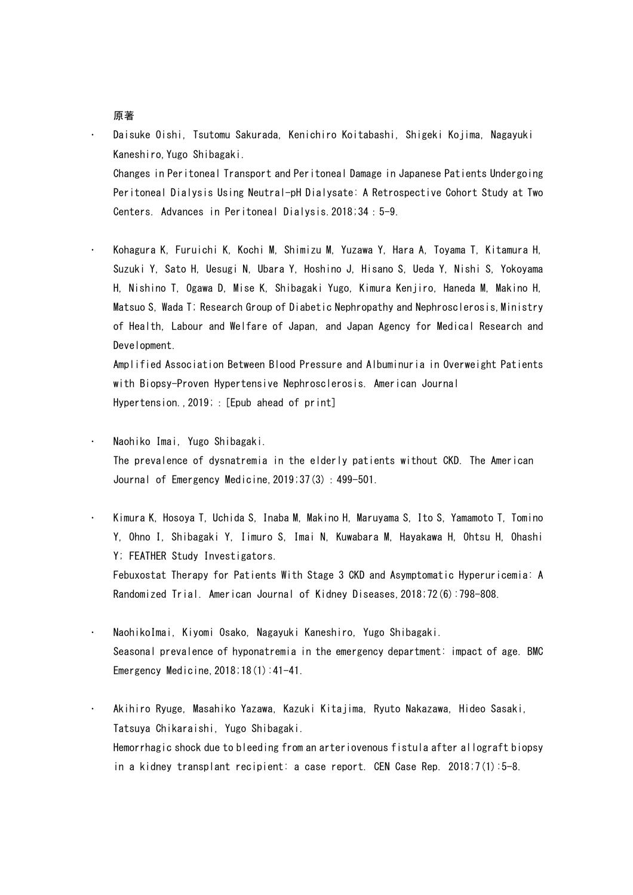## 原著

- Daisuke Oishi, Tsutomu Sakurada, Kenichiro Koitabashi, Shigeki Kojima, Nagayuki Kaneshiro, Yugo Shibagaki.
  Changes in Peritoneal Transport and Peritoneal Damage in Japanese Patients Undergoing Peritoneal Dialysis Using Neutral-pH Dialysate: A Retrospective Cohort Study at Two Centers. Advances in Peritoneal Dialysis. 2018;34：5-9.

- Kohagura K, Furuichi K, Kochi M, Shimizu M, Yuzawa Y, Hara A, Toyama T, Kitamura H, Suzuki Y, Sato H, Uesugi N, Ubara Y, Hoshino J, Hisano S, Ueda Y, Nishi S, Yokoyama H, Nishino T, Ogawa D, Mise K, Shibagaki Yugo, Kimura Kenjiro, Haneda M, Makino H, Matsuo S, Wada T; Research Group of Diabetic Nephropathy and Nephrosclerosis, Ministry of Health, Labour and Welfare of Japan, and Japan Agency for Medical Research and Development.
  Amplified Association Between Blood Pressure and Albuminuria in Overweight Patients with Biopsy-Proven Hypertensive Nephrosclerosis. American Journal Hypertension., 2019;：[Epub ahead of print]

- Naohiko Imai, Yugo Shibagaki.
  The prevalence of dysnatremia in the elderly patients without CKD. The American Journal of Emergency Medicine, 2019;37(3)：499-501.

- Kimura K, Hosoya T, Uchida S, Inaba M, Makino H, Maruyama S, Ito S, Yamamoto T, Tomino Y, Ohno I, Shibagaki Y, Iimuro S, Imai N, Kuwabara M, Hayakawa H, Ohtsu H, Ohashi Y; FEATHER Study Investigators.
  Febuxostat Therapy for Patients With Stage 3 CKD and Asymptomatic Hyperuricemia: A Randomized Trial. American Journal of Kidney Diseases, 2018;72(6):798-808.

- NaohikoImai, Kiyomi Osako, Nagayuki Kaneshiro, Yugo Shibagaki.
  Seasonal prevalence of hyponatremia in the emergency department: impact of age. BMC Emergency Medicine, 2018;18(1):41-41.

- Akihiro Ryuge, Masahiko Yazawa, Kazuki Kitajima, Ryuto Nakazawa, Hideo Sasaki, Tatsuya Chikaraishi, Yugo Shibagaki.
  Hemorrhagic shock due to bleeding from an arteriovenous fistula after allograft biopsy in a kidney transplant recipient: a case report. CEN Case Rep. 2018;7(1):5-8.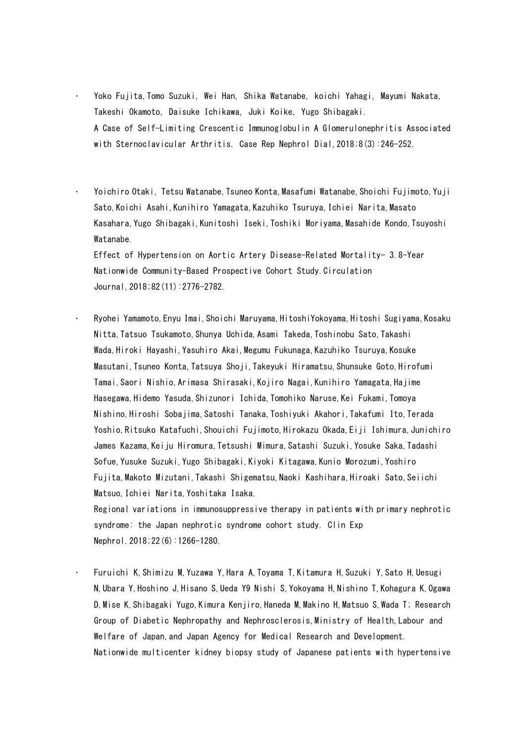- Yoko Fujita,Tomo Suzuki, Wei Han, Shika Watanabe, koichi Yahagi, Mayumi Nakata, Takeshi Okamoto, Daisuke Ichikawa, Juki Koike, Yugo Shibagaki.
  A Case of Self-Limiting Crescentic Immunoglobulin A Glomerulonephritis Associated with Sternoclavicular Arthritis. Case Rep Nephrol Dial,2018;8(3):246-252.

- Yoichiro Otaki, Tetsu Watanabe,Tsuneo Konta,Masafumi Watanabe,Shoichi Fujimoto,Yuji Sato,Koichi Asahi,Kunihiro Yamagata,Kazuhiko Tsuruya,Ichiei Narita,Masato Kasahara,Yugo Shibagaki,Kunitoshi Iseki,Toshiki Moriyama,Masahide Kondo,Tsuyoshi Watanabe.
  Effect of Hypertension on Aortic Artery Disease-Related Mortality- 3.8-Year Nationwide Community-Based Prospective Cohort Study.Circulation Journal,2018;82(11):2776-2782.

- Ryohei Yamamoto,Enyu Imai,Shoichi Maruyama,HitoshiYokoyama,Hitoshi Sugiyama,Kosaku Nitta,Tatsuo Tsukamoto,Shunya Uchida,Asami Takeda,Toshinobu Sato,Takashi Wada,Hiroki Hayashi,Yasuhiro Akai,Megumu Fukunaga,Kazuhiko Tsuruya,Kosuke Masutani,Tsuneo Konta,Tatsuya Shoji,Takeyuki Hiramatsu,Shunsuke Goto,Hirofumi Tamai,Saori Nishio,Arimasa Shirasaki,Kojiro Nagai,Kunihiro Yamagata,Hajime Hasegawa,Hidemo Yasuda,Shizunori Ichida,Tomohiko Naruse,Kei Fukami,Tomoya Nishino,Hiroshi Sobajima,Satoshi Tanaka,Toshiyuki Akahori,Takafumi Ito,Terada Yoshio,Ritsuko Katafuchi,Shouichi Fujimoto,Hirokazu Okada,Eiji Ishimura,Junichiro James Kazama,Keiju Hiromura,Tetsushi Mimura,Satashi Suzuki,Yosuke Saka,Tadashi Sofue,Yusuke Suzuki,Yugo Shibagaki,Kiyoki Kitagawa,Kunio Morozumi,Yoshiro Fujita,Makoto Mizutani,Takashi Shigematsu,Naoki Kashihara,Hiroaki Sato,Seiichi Matsuo,Ichiei Narita,Yoshitaka Isaka.
  Regional variations in immunosuppressive therapy in patients with primary nephrotic syndrome: the Japan nephrotic syndrome cohort study. Clin Exp Nephrol.2018;22(6):1266-1280.

- Furuichi K,Shimizu M,Yuzawa Y,Hara A,Toyama T,Kitamura H,Suzuki Y,Sato H,Uesugi N,Ubara Y,Hoshino J,Hisano S,Ueda Y9 Nishi S,Yokoyama H,Nishino T,Kohagura K,Ogawa D,Mise K,Shibagaki Yugo,Kimura Kenjiro,Haneda M,Makino H,Matsuo S,Wada T; Research Group of Diabetic Nephropathy and Nephrosclerosis,Ministry of Health,Labour and Welfare of Japan,and Japan Agency for Medical Research and Development.
  Nationwide multicenter kidney biopsy study of Japanese patients with hypertensive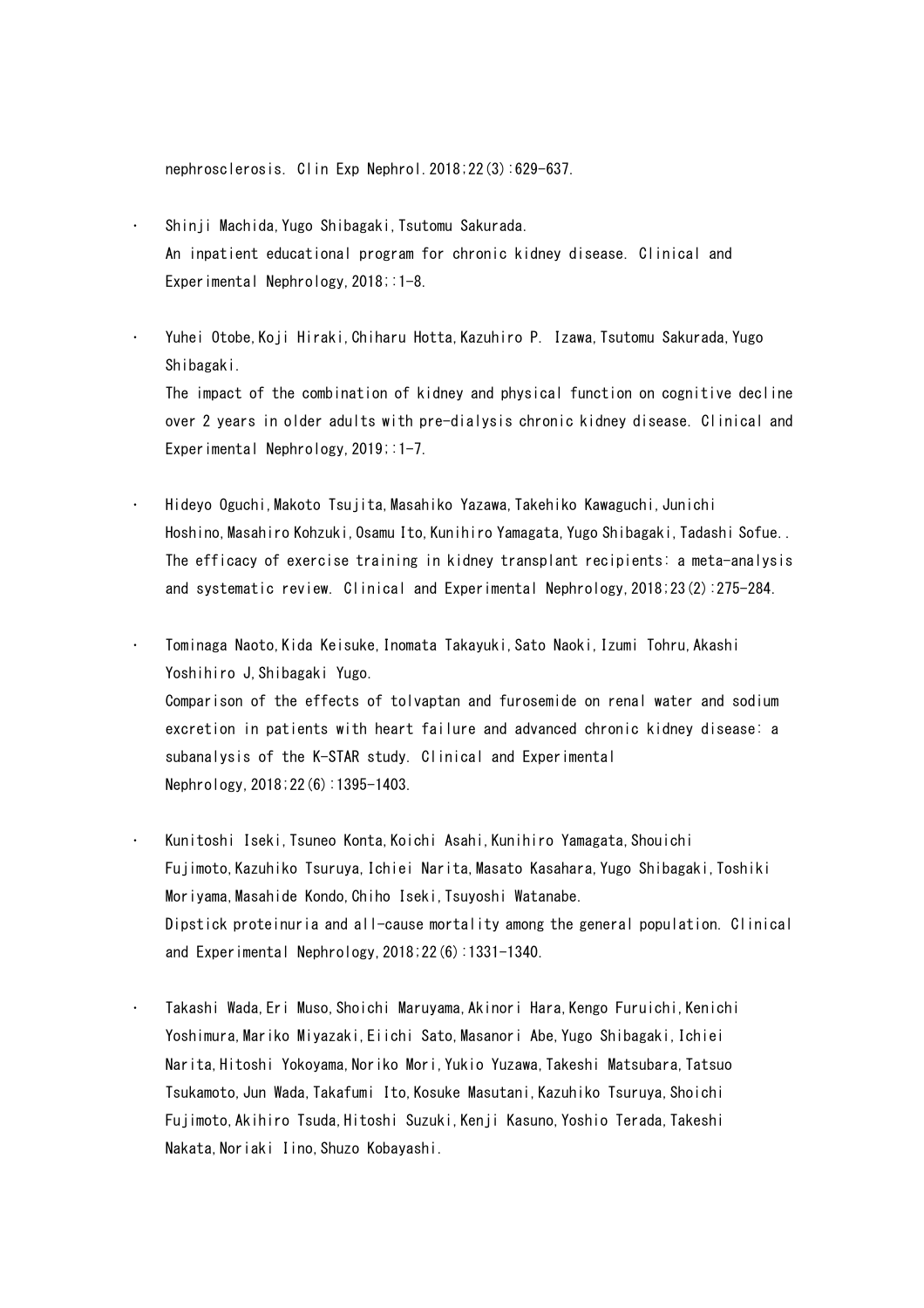nephrosclerosis. Clin Exp Nephrol.2018;22(3):629-637.

- Shinji Machida,Yugo Shibagaki,Tsutomu Sakurada.  
  An inpatient educational program for chronic kidney disease. Clinical and Experimental Nephrology,2018;:1-8.

- Yuhei Otobe,Koji Hiraki,Chiharu Hotta,Kazuhiro P. Izawa,Tsutomu Sakurada,Yugo Shibagaki.  
  The impact of the combination of kidney and physical function on cognitive decline over 2 years in older adults with pre-dialysis chronic kidney disease. Clinical and Experimental Nephrology,2019;:1-7.

- Hideyo Oguchi,Makoto Tsujita,Masahiko Yazawa,Takehiko Kawaguchi,Junichi Hoshino,Masahiro Kohzuki,Osamu Ito,Kunihiro Yamagata,Yugo Shibagaki,Tadashi Sofue..  
  The efficacy of exercise training in kidney transplant recipients: a meta-analysis and systematic review. Clinical and Experimental Nephrology,2018;23(2):275-284.

- Tominaga Naoto,Kida Keisuke,Inomata Takayuki,Sato Naoki,Izumi Tohru,Akashi Yoshihiro J,Shibagaki Yugo.  
  Comparison of the effects of tolvaptan and furosemide on renal water and sodium excretion in patients with heart failure and advanced chronic kidney disease: a subanalysis of the K-STAR study. Clinical and Experimental Nephrology,2018;22(6):1395-1403.

- Kunitoshi Iseki,Tsuneo Konta,Koichi Asahi,Kunihiro Yamagata,Shouichi Fujimoto,Kazuhiko Tsuruya,Ichiei Narita,Masato Kasahara,Yugo Shibagaki,Toshiki Moriyama,Masahide Kondo,Chiho Iseki,Tsuyoshi Watanabe.  
  Dipstick proteinuria and all-cause mortality among the general population. Clinical and Experimental Nephrology,2018;22(6):1331-1340.

- Takashi Wada,Eri Muso,Shoichi Maruyama,Akinori Hara,Kengo Furuichi,Kenichi Yoshimura,Mariko Miyazaki,Eiichi Sato,Masanori Abe,Yugo Shibagaki,Ichiei Narita,Hitoshi Yokoyama,Noriko Mori,Yukio Yuzawa,Takeshi Matsubara,Tatsuo Tsukamoto,Jun Wada,Takafumi Ito,Kosuke Masutani,Kazuhiko Tsuruya,Shoichi Fujimoto,Akihiro Tsuda,Hitoshi Suzuki,Kenji Kasuno,Yoshio Terada,Takeshi Nakata,Noriaki Iino,Shuzo Kobayashi.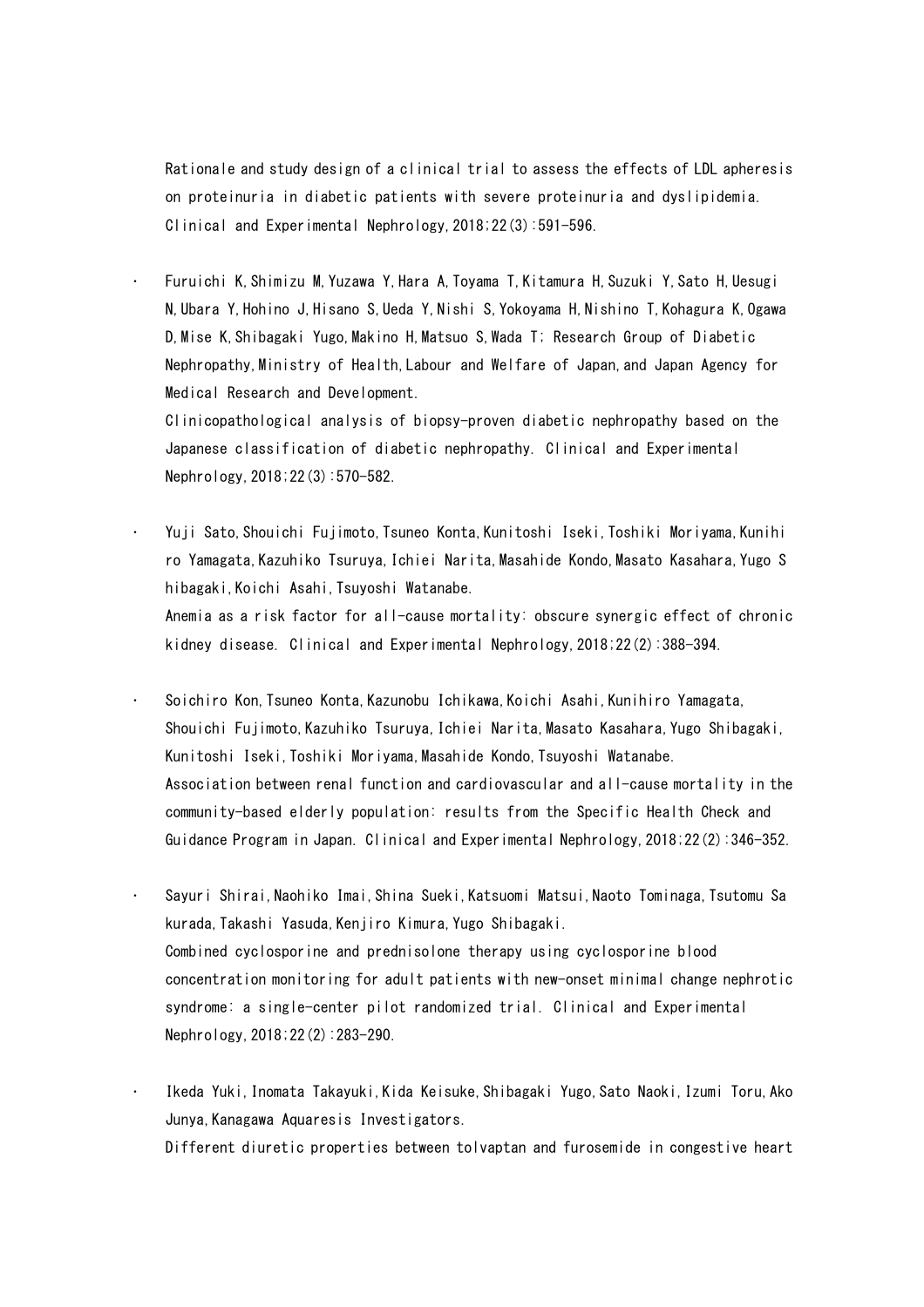Rationale and study design of a clinical trial to assess the effects of LDL apheresis on proteinuria in diabetic patients with severe proteinuria and dyslipidemia. Clinical and Experimental Nephrology,2018;22(3):591-596.

- Furuichi K,Shimizu M,Yuzawa Y,Hara A,Toyama T,Kitamura H,Suzuki Y,Sato H,Uesugi N,Ubara Y,Hohino J,Hisano S,Ueda Y,Nishi S,Yokoyama H,Nishino T,Kohagura K,Ogawa D,Mise K,Shibagaki Yugo,Makino H,Matsuo S,Wada T; Research Group of Diabetic Nephropathy,Ministry of Health,Labour and Welfare of Japan,and Japan Agency for Medical Research and Development.
  Clinicopathological analysis of biopsy-proven diabetic nephropathy based on the Japanese classification of diabetic nephropathy. Clinical and Experimental Nephrology,2018;22(3):570-582.

- Yuji Sato,Shouichi Fujimoto,Tsuneo Konta,Kunitoshi Iseki,Toshiki Moriyama,Kunihiro Yamagata,Kazuhiko Tsuruya,Ichiei Narita,Masahide Kondo,Masato Kasahara,Yugo Shibagaki,Koichi Asahi,Tsuyoshi Watanabe.
  Anemia as a risk factor for all-cause mortality: obscure synergic effect of chronic kidney disease. Clinical and Experimental Nephrology,2018;22(2):388-394.

- Soichiro Kon,Tsuneo Konta,Kazunobu Ichikawa,Koichi Asahi,Kunihiro Yamagata, Shouichi Fujimoto,Kazuhiko Tsuruya,Ichiei Narita,Masato Kasahara,Yugo Shibagaki, Kunitoshi Iseki,Toshiki Moriyama,Masahide Kondo,Tsuyoshi Watanabe.
  Association between renal function and cardiovascular and all-cause mortality in the community-based elderly population: results from the Specific Health Check and Guidance Program in Japan. Clinical and Experimental Nephrology,2018;22(2):346-352.

- Sayuri Shirai,Naohiko Imai,Shina Sueki,Katsuomi Matsui,Naoto Tominaga,Tsutomu Sakurada,Takashi Yasuda,Kenjiro Kimura,Yugo Shibagaki.
  Combined cyclosporine and prednisolone therapy using cyclosporine blood concentration monitoring for adult patients with new-onset minimal change nephrotic syndrome: a single-center pilot randomized trial. Clinical and Experimental Nephrology,2018;22(2):283-290.

- Ikeda Yuki,Inomata Takayuki,Kida Keisuke,Shibagaki Yugo,Sato Naoki,Izumi Toru,Ako Junya,Kanagawa Aquaresis Investigators.
  Different diuretic properties between tolvaptan and furosemide in congestive heart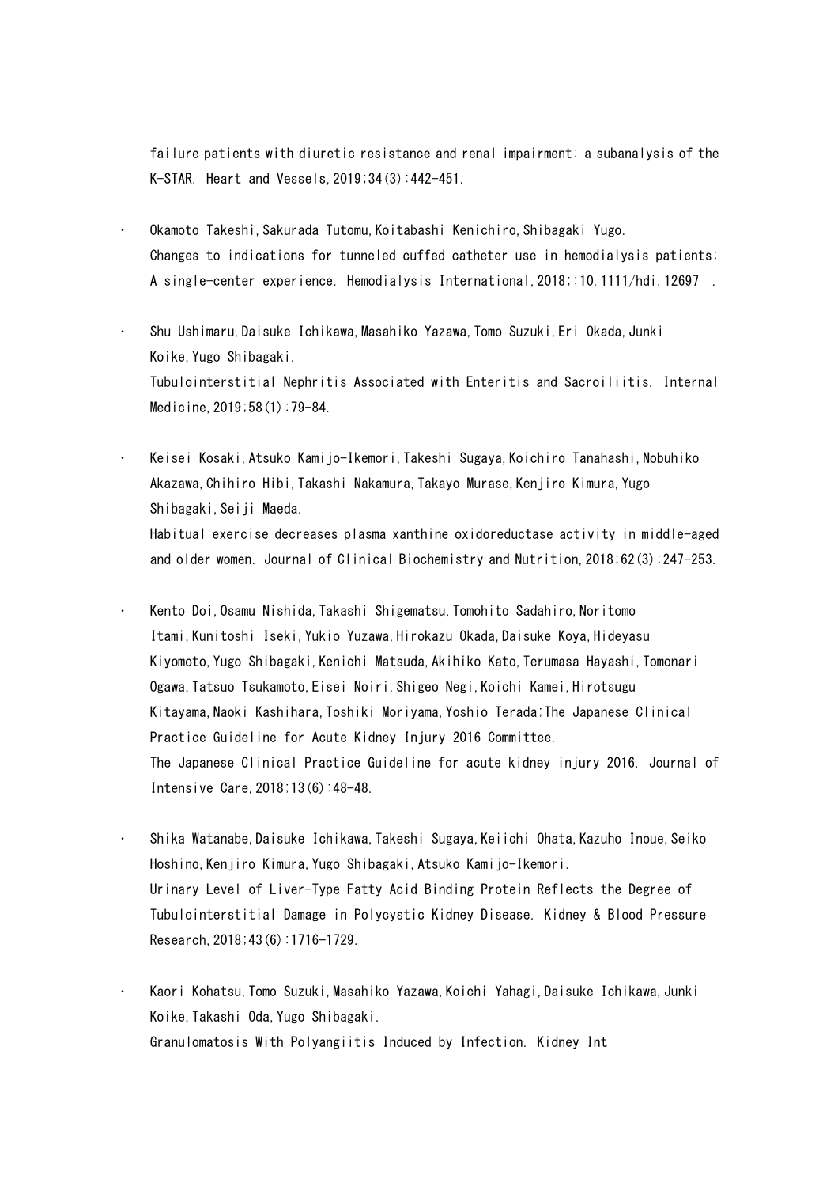failure patients with diuretic resistance and renal impairment: a subanalysis of the K-STAR. Heart and Vessels,2019;34(3):442-451.

- Okamoto Takeshi,Sakurada Tutomu,Koitabashi Kenichiro,Shibagaki Yugo.
  Changes to indications for tunneled cuffed catheter use in hemodialysis patients: A single-center experience. Hemodialysis International,2018;:10.1111/hdi.12697 .

- Shu Ushimaru,Daisuke Ichikawa,Masahiko Yazawa,Tomo Suzuki,Eri Okada,Junki Koike,Yugo Shibagaki.
  Tubulointerstitial Nephritis Associated with Enteritis and Sacroiliitis. Internal Medicine,2019;58(1):79-84.

- Keisei Kosaki,Atsuko Kamijo-Ikemori,Takeshi Sugaya,Koichiro Tanahashi,Nobuhiko Akazawa,Chihiro Hibi,Takashi Nakamura,Takayo Murase,Kenjiro Kimura,Yugo Shibagaki,Seiji Maeda.
  Habitual exercise decreases plasma xanthine oxidoreductase activity in middle-aged and older women. Journal of Clinical Biochemistry and Nutrition,2018;62(3):247-253.

- Kento Doi,Osamu Nishida,Takashi Shigematsu,Tomohito Sadahiro,Noritomo Itami,Kunitoshi Iseki,Yukio Yuzawa,Hirokazu Okada,Daisuke Koya,Hideyasu Kiyomoto,Yugo Shibagaki,Kenichi Matsuda,Akihiko Kato,Terumasa Hayashi,Tomonari Ogawa,Tatsuo Tsukamoto,Eisei Noiri,Shigeo Negi,Koichi Kamei,Hirotsugu Kitayama,Naoki Kashihara,Toshiki Moriyama,Yoshio Terada;The Japanese Clinical Practice Guideline for Acute Kidney Injury 2016 Committee.
  The Japanese Clinical Practice Guideline for acute kidney injury 2016. Journal of Intensive Care,2018;13(6):48-48.

- Shika Watanabe,Daisuke Ichikawa,Takeshi Sugaya,Keiichi Ohata,Kazuho Inoue,Seiko Hoshino,Kenjiro Kimura,Yugo Shibagaki,Atsuko Kamijo-Ikemori.
  Urinary Level of Liver-Type Fatty Acid Binding Protein Reflects the Degree of Tubulointerstitial Damage in Polycystic Kidney Disease. Kidney & Blood Pressure Research,2018;43(6):1716-1729.

- Kaori Kohatsu,Tomo Suzuki,Masahiko Yazawa,Koichi Yahagi,Daisuke Ichikawa,Junki Koike,Takashi Oda,Yugo Shibagaki.
  Granulomatosis With Polyangiitis Induced by Infection. Kidney Int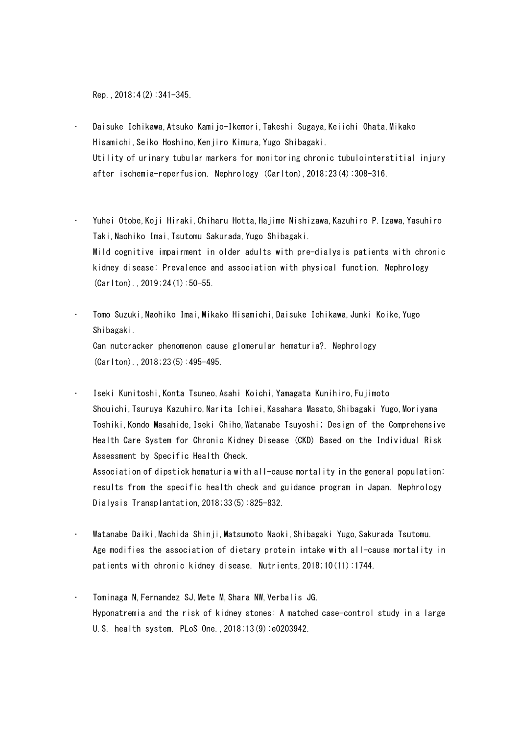Rep.,2018;4(2):341-345.

- Daisuke Ichikawa,Atsuko Kamijo-Ikemori,Takeshi Sugaya,Keiichi Ohata,Mikako Hisamichi,Seiko Hoshino,Kenjiro Kimura,Yugo Shibagaki.
  Utility of urinary tubular markers for monitoring chronic tubulointerstitial injury after ischemia-reperfusion. Nephrology (Carlton),2018;23(4):308-316.

- Yuhei Otobe,Koji Hiraki,Chiharu Hotta,Hajime Nishizawa,Kazuhiro P.Izawa,Yasuhiro Taki,Naohiko Imai,Tsutomu Sakurada,Yugo Shibagaki.
  Mild cognitive impairment in older adults with pre-dialysis patients with chronic kidney disease: Prevalence and association with physical function. Nephrology (Carlton).,2019;24(1):50-55.

- Tomo Suzuki,Naohiko Imai,Mikako Hisamichi,Daisuke Ichikawa,Junki Koike,Yugo Shibagaki.
  Can nutcracker phenomenon cause glomerular hematuria?. Nephrology (Carlton).,2018;23(5):495-495.

- Iseki Kunitoshi,Konta Tsuneo,Asahi Koichi,Yamagata Kunihiro,Fujimoto Shouichi,Tsuruya Kazuhiro,Narita Ichiei,Kasahara Masato,Shibagaki Yugo,Moriyama Toshiki,Kondo Masahide,Iseki Chiho,Watanabe Tsuyoshi; Design of the Comprehensive Health Care System for Chronic Kidney Disease (CKD) Based on the Individual Risk Assessment by Specific Health Check.
  Association of dipstick hematuria with all-cause mortality in the general population: results from the specific health check and guidance program in Japan. Nephrology Dialysis Transplantation,2018;33(5):825-832.

- Watanabe Daiki,Machida Shinji,Matsumoto Naoki,Shibagaki Yugo,Sakurada Tsutomu.
  Age modifies the association of dietary protein intake with all-cause mortality in patients with chronic kidney disease. Nutrients,2018;10(11):1744.

- Tominaga N,Fernandez SJ,Mete M,Shara NW,Verbalis JG.
  Hyponatremia and the risk of kidney stones: A matched case-control study in a large U.S. health system. PLoS One.,2018;13(9):e0203942.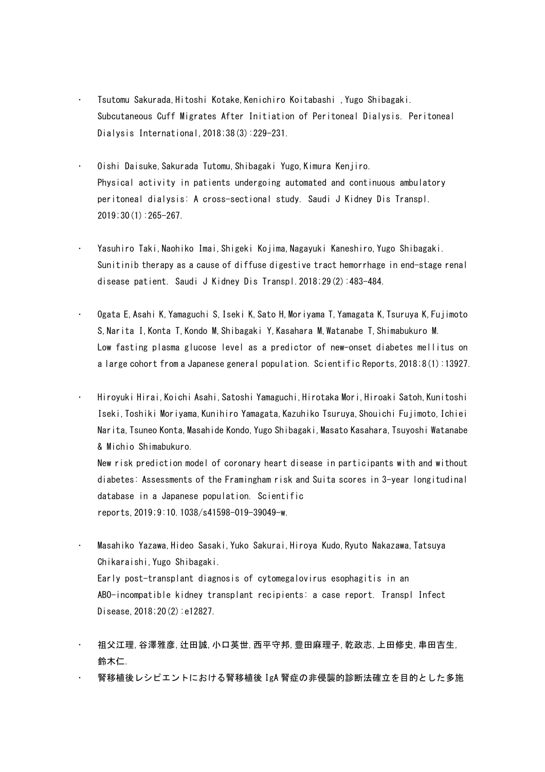- Tsutomu Sakurada,Hitoshi Kotake,Kenichiro Koitabashi ,Yugo Shibagaki.
  Subcutaneous Cuff Migrates After Initiation of Peritoneal Dialysis. Peritoneal Dialysis International,2018;38(3):229-231.

- Oishi Daisuke,Sakurada Tutomu,Shibagaki Yugo,Kimura Kenjiro.
  Physical activity in patients undergoing automated and continuous ambulatory peritoneal dialysis: A cross-sectional study. Saudi J Kidney Dis Transpl. 2019;30(1):265-267.

- Yasuhiro Taki,Naohiko Imai,Shigeki Kojima,Nagayuki Kaneshiro,Yugo Shibagaki.
  Sunitinib therapy as a cause of diffuse digestive tract hemorrhage in end-stage renal disease patient. Saudi J Kidney Dis Transpl.2018;29(2):483-484.

- Ogata E,Asahi K,Yamaguchi S,Iseki K,Sato H,Moriyama T,Yamagata K,Tsuruya K,Fujimoto S,Narita I,Konta T,Kondo M,Shibagaki Y,Kasahara M,Watanabe T,Shimabukuro M.
  Low fasting plasma glucose level as a predictor of new-onset diabetes mellitus on a large cohort from a Japanese general population. Scientific Reports,2018;8(1):13927.

- Hiroyuki Hirai,Koichi Asahi,Satoshi Yamaguchi,Hirotaka Mori,Hiroaki Satoh,Kunitoshi Iseki,Toshiki Moriyama,Kunihiro Yamagata,Kazuhiko Tsuruya,Shouichi Fujimoto,Ichiei Narita,Tsuneo Konta,Masahide Kondo,Yugo Shibagaki,Masato Kasahara,Tsuyoshi Watanabe & Michio Shimabukuro.
  New risk prediction model of coronary heart disease in participants with and without diabetes: Assessments of the Framingham risk and Suita scores in 3-year longitudinal database in a Japanese population. Scientific reports,2019;9:10.1038/s41598-019-39049-w.

- Masahiko Yazawa,Hideo Sasaki,Yuko Sakurai,Hiroya Kudo,Ryuto Nakazawa,Tatsuya Chikaraishi,Yugo Shibagaki.
  Early post-transplant diagnosis of cytomegalovirus esophagitis in an ABO-incompatible kidney transplant recipients: a case report. Transpl Infect Disease,2018;20(2):e12827.

- 祖父江理,谷澤雅彦,辻田誠,小口英世,西平守邦,豊田麻理子,乾政志,上田修史,串田吉生,鈴木仁.
- 腎移植後レシピエントにおける腎移植後 IgA 腎症の非侵襲的診断法確立を目的とした多施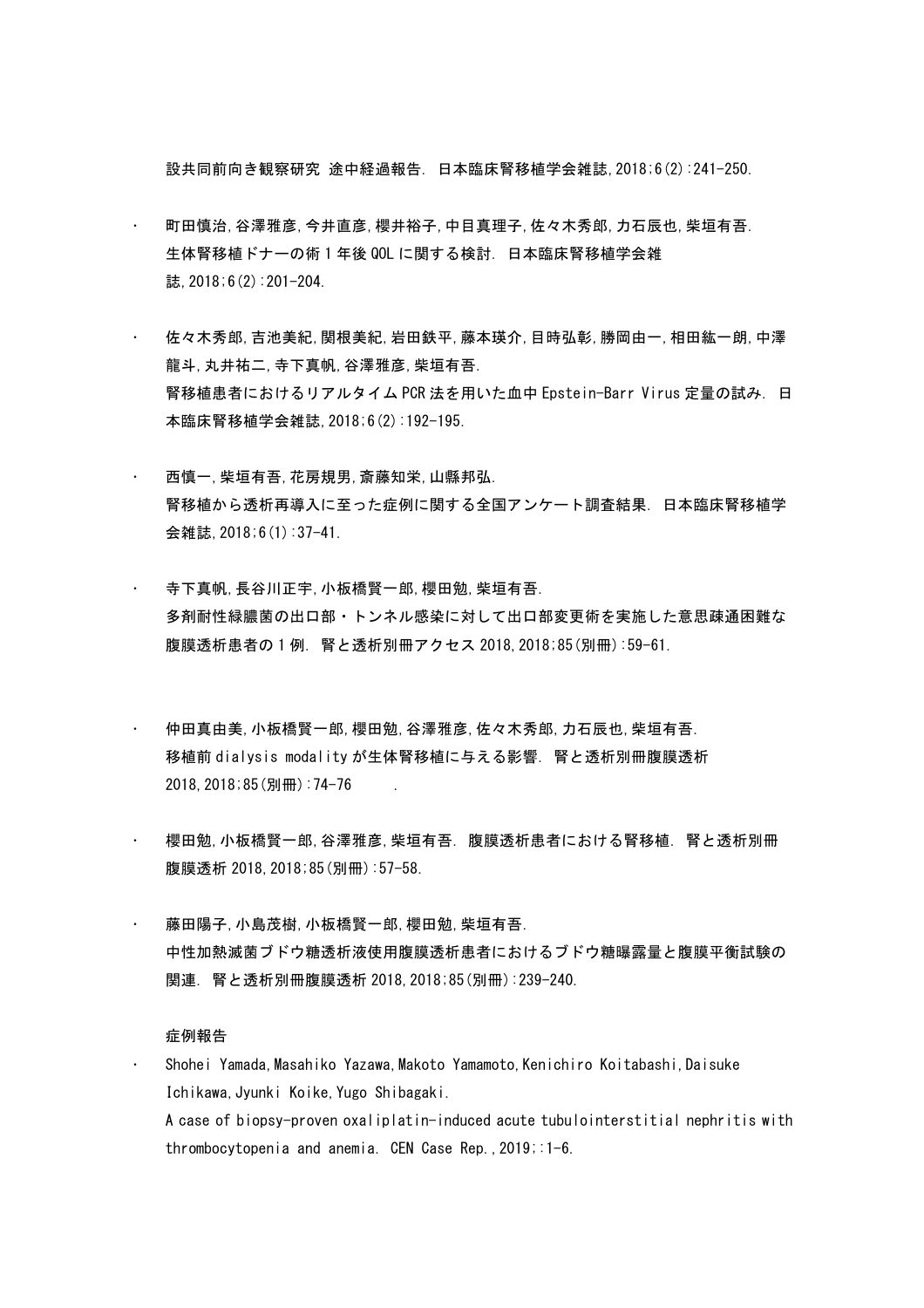設共同前向き観察研究 途中経過報告. 日本臨床腎移植学会雑誌,2018;6(2):241-250.

- 町田慎治,谷澤雅彦,今井直彦,櫻井裕子,中目真理子,佐々木秀郎,力石辰也,柴垣有吾.
  生体腎移植ドナーの術1年後QOLに関する検討. 日本臨床腎移植学会雑誌,2018;6(2):201-204.

- 佐々木秀郎,吉池美紀,関根美紀,岩田鉄平,藤本瑛介,目時弘彰,勝岡由一,相田紘一朗,中澤龍斗,丸井祐二,寺下真帆,谷澤雅彦,柴垣有吾.
  腎移植患者におけるリアルタイムPCR法を用いた血中Epstein-Barr Virus定量の試み. 日本臨床腎移植学会雑誌,2018;6(2):192-195.

- 西慎一,柴垣有吾,花房規男,斎藤知栄,山縣邦弘.
  腎移植から透析再導入に至った症例に関する全国アンケート調査結果. 日本臨床腎移植学会雑誌,2018;6(1):37-41.

- 寺下真帆,長谷川正宇,小板橋賢一郎,櫻田勉,柴垣有吾.
  多剤耐性緑膿菌の出口部・トンネル感染に対して出口部変更術を実施した意思疎通困難な腹膜透析患者の1例. 腎と透析別冊アクセス2018,2018;85(別冊):59-61.

- 仲田真由美,小板橋賢一郎,櫻田勉,谷澤雅彦,佐々木秀郎,力石辰也,柴垣有吾.
  移植前dialysis modalityが生体腎移植に与える影響. 腎と透析別冊腹膜透析2018,2018;85(別冊):74-76 .

- 櫻田勉,小板橋賢一郎,谷澤雅彦,柴垣有吾. 腹膜透析患者における腎移植. 腎と透析別冊腹膜透析2018,2018;85(別冊):57-58.

- 藤田陽子,小島茂樹,小板橋賢一郎,櫻田勉,柴垣有吾.
  中性加熱滅菌ブドウ糖透析液使用腹膜透析患者におけるブドウ糖曝露量と腹膜平衡試験の関連. 腎と透析別冊腹膜透析2018,2018;85(別冊):239-240.

症例報告

- Shohei Yamada,Masahiko Yazawa,Makoto Yamamoto,Kenichiro Koitabashi,Daisuke Ichikawa,Jyunki Koike,Yugo Shibagaki.
  A case of biopsy-proven oxaliplatin-induced acute tubulointerstitial nephritis with thrombocytopenia and anemia. CEN Case Rep.,2019;:1-6.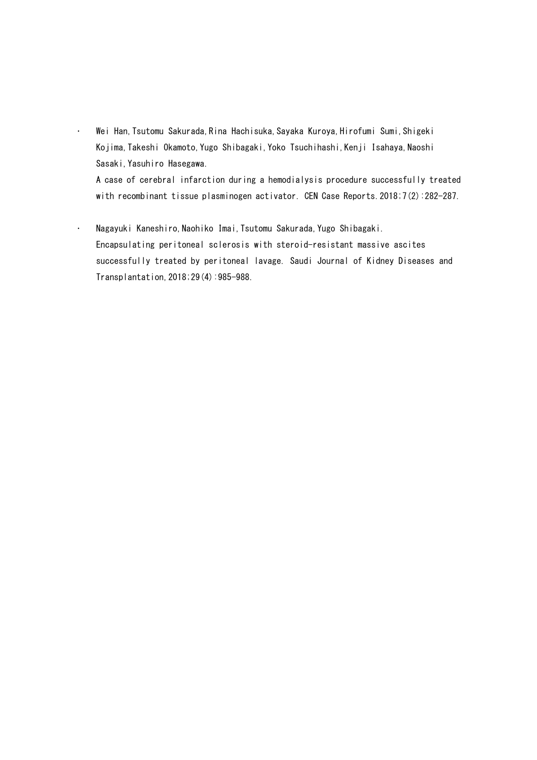- Wei Han, Tsutomu Sakurada, Rina Hachisuka, Sayaka Kuroya, Hirofumi Sumi, Shigeki Kojima, Takeshi Okamoto, Yugo Shibagaki, Yoko Tsuchihashi, Kenji Isahaya, Naoshi Sasaki, Yasuhiro Hasegawa.
  A case of cerebral infarction during a hemodialysis procedure successfully treated with recombinant tissue plasminogen activator. CEN Case Reports. 2018;7(2):282-287.

- Nagayuki Kaneshiro, Naohiko Imai, Tsutomu Sakurada, Yugo Shibagaki.
  Encapsulating peritoneal sclerosis with steroid-resistant massive ascites successfully treated by peritoneal lavage. Saudi Journal of Kidney Diseases and Transplantation, 2018;29(4):985-988.